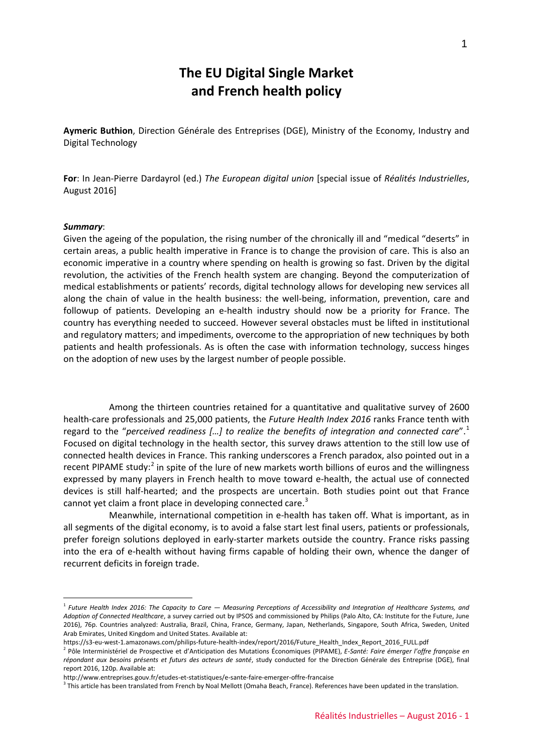# The EU Digital Single Market and French health policy

**Aymeric Buthion**, Direction Générale des Entreprises (DGE), Ministry of the Economy, Industry and Digital Technology

**For**: In Jean-Pierre Dardayrol (ed.) *The European digital union* [special issue of *Réalités Industrielles*, August 2016]

***Summary***:

Given the ageing of the population, the rising number of the chronically ill and "medical "deserts" in certain areas, a public health imperative in France is to change the provision of care. This is also an economic imperative in a country where spending on health is growing so fast. Driven by the digital revolution, the activities of the French health system are changing. Beyond the computerization of medical establishments or patients' records, digital technology allows for developing new services all along the chain of value in the health business: the well-being, information, prevention, care and followup of patients. Developing an e-health industry should now be a priority for France. The country has everything needed to succeed. However several obstacles must be lifted in institutional and regulatory matters; and impediments, overcome to the appropriation of new techniques by both patients and health professionals. As is often the case with information technology, success hinges on the adoption of new uses by the largest number of people possible.

Among the thirteen countries retained for a quantitative and qualitative survey of 2600 health-care professionals and 25,000 patients, the *Future Health Index 2016* ranks France tenth with regard to the "*perceived readiness […] to realize the benefits of integration and connected care*".[1] Focused on digital technology in the health sector, this survey draws attention to the still low use of connected health devices in France. This ranking underscores a French paradox, also pointed out in a recent PIPAME study:[2] in spite of the lure of new markets worth billions of euros and the willingness expressed by many players in French health to move toward e-health, the actual use of connected devices is still half-hearted; and the prospects are uncertain. Both studies point out that France cannot yet claim a front place in developing connected care.[3]

Meanwhile, international competition in e-health has taken off. What is important, as in all segments of the digital economy, is to avoid a false start lest final users, patients or professionals, prefer foreign solutions deployed in early-starter markets outside the country. France risks passing into the era of e-health without having firms capable of holding their own, whence the danger of recurrent deficits in foreign trade.

[1] *Future Health Index 2016: The Capacity to Care — Measuring Perceptions of Accessibility and Integration of Healthcare Systems, and Adoption of Connected Healthcare*, a survey carried out by IPSOS and commissioned by Philips (Palo Alto, CA: Institute for the Future, June 2016), 76p. Countries analyzed: Australia, Brazil, China, France, Germany, Japan, Netherlands, Singapore, South Africa, Sweden, United Arab Emirates, United Kingdom and United States. Available at: https://s3-eu-west-1.amazonaws.com/philips-future-health-index/report/2016/Future_Health_Index_Report_2016_FULL.pdf

[2] Pôle Interministériel de Prospective et d'Anticipation des Mutations Économiques (PIPAME), *E-Santé: Faire émerger l'offre française en répondant aux besoins présents et futurs des acteurs de santé*, study conducted for the Direction Générale des Entreprise (DGE), final report 2016, 120p. Available at: http://www.entreprises.gouv.fr/etudes-et-statistiques/e-sante-faire-emerger-offre-francaise

[3] This article has been translated from French by Noal Mellott (Omaha Beach, France). References have been updated in the translation.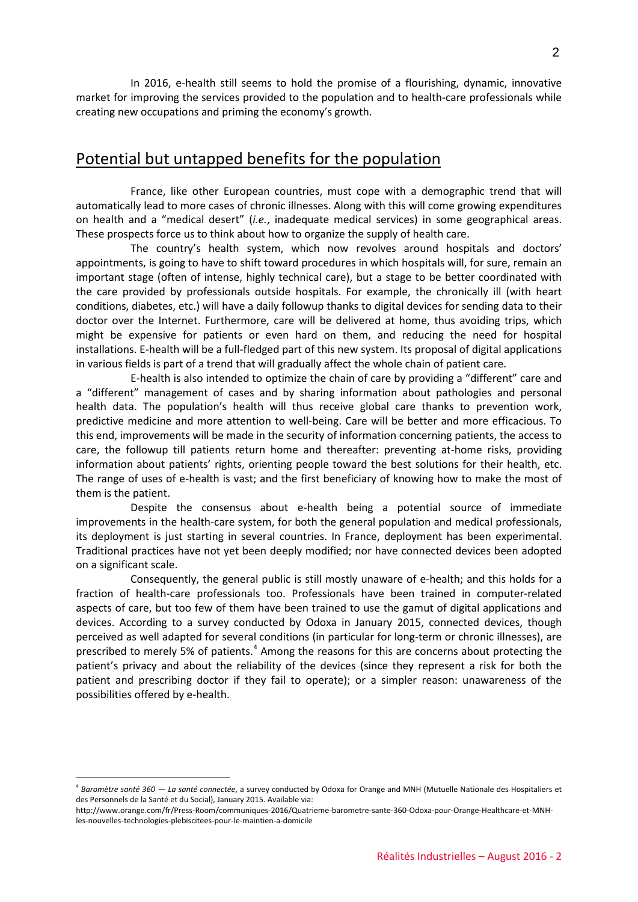In 2016, e-health still seems to hold the promise of a flourishing, dynamic, innovative market for improving the services provided to the population and to health-care professionals while creating new occupations and priming the economy's growth.

## Potential but untapped benefits for the population

France, like other European countries, must cope with a demographic trend that will automatically lead to more cases of chronic illnesses. Along with this will come growing expenditures on health and a "medical desert" (*i.e.*, inadequate medical services) in some geographical areas. These prospects force us to think about how to organize the supply of health care.

The country's health system, which now revolves around hospitals and doctors' appointments, is going to have to shift toward procedures in which hospitals will, for sure, remain an important stage (often of intense, highly technical care), but a stage to be better coordinated with the care provided by professionals outside hospitals. For example, the chronically ill (with heart conditions, diabetes, etc.) will have a daily followup thanks to digital devices for sending data to their doctor over the Internet. Furthermore, care will be delivered at home, thus avoiding trips, which might be expensive for patients or even hard on them, and reducing the need for hospital installations. E-health will be a full-fledged part of this new system. Its proposal of digital applications in various fields is part of a trend that will gradually affect the whole chain of patient care.

E-health is also intended to optimize the chain of care by providing a "different" care and a "different" management of cases and by sharing information about pathologies and personal health data. The population's health will thus receive global care thanks to prevention work, predictive medicine and more attention to well-being. Care will be better and more efficacious. To this end, improvements will be made in the security of information concerning patients, the access to care, the followup till patients return home and thereafter: preventing at-home risks, providing information about patients' rights, orienting people toward the best solutions for their health, etc. The range of uses of e-health is vast; and the first beneficiary of knowing how to make the most of them is the patient.

Despite the consensus about e-health being a potential source of immediate improvements in the health-care system, for both the general population and medical professionals, its deployment is just starting in several countries. In France, deployment has been experimental. Traditional practices have not yet been deeply modified; nor have connected devices been adopted on a significant scale.

Consequently, the general public is still mostly unaware of e-health; and this holds for a fraction of health-care professionals too. Professionals have been trained in computer-related aspects of care, but too few of them have been trained to use the gamut of digital applications and devices. According to a survey conducted by Odoxa in January 2015, connected devices, though perceived as well adapted for several conditions (in particular for long-term or chronic illnesses), are prescribed to merely 5% of patients.[4] Among the reasons for this are concerns about protecting the patient's privacy and about the reliability of the devices (since they represent a risk for both the patient and prescribing doctor if they fail to operate); or a simpler reason: unawareness of the possibilities offered by e-health.

---

[4] *Baromètre santé 360 — La santé connectée*, a survey conducted by Odoxa for Orange and MNH (Mutuelle Nationale des Hospitaliers et des Personnels de la Santé et du Social), January 2015. Available via: http://www.orange.com/fr/Press-Room/communiques-2016/Quatrieme-barometre-sante-360-Odoxa-pour-Orange-Healthcare-et-MNH-les-nouvelles-technologies-plebiscitees-pour-le-maintien-a-domicile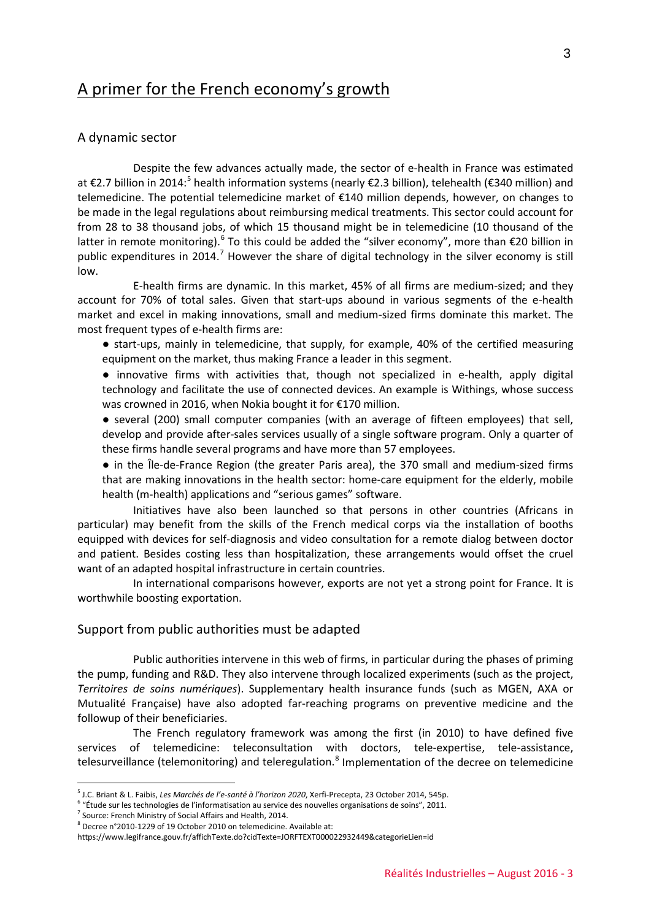# A primer for the French economy's growth

## A dynamic sector

Despite the few advances actually made, the sector of e-health in France was estimated at €2.7 billion in 2014:[5] health information systems (nearly €2.3 billion), telehealth (€340 million) and telemedicine. The potential telemedicine market of €140 million depends, however, on changes to be made in the legal regulations about reimbursing medical treatments. This sector could account for from 28 to 38 thousand jobs, of which 15 thousand might be in telemedicine (10 thousand of the latter in remote monitoring).[6] To this could be added the "silver economy", more than €20 billion in public expenditures in 2014.[7] However the share of digital technology in the silver economy is still low.

E-health firms are dynamic. In this market, 45% of all firms are medium-sized; and they account for 70% of total sales. Given that start-ups abound in various segments of the e-health market and excel in making innovations, small and medium-sized firms dominate this market. The most frequent types of e-health firms are:

- start-ups, mainly in telemedicine, that supply, for example, 40% of the certified measuring equipment on the market, thus making France a leader in this segment.
- innovative firms with activities that, though not specialized in e-health, apply digital technology and facilitate the use of connected devices. An example is Withings, whose success was crowned in 2016, when Nokia bought it for €170 million.
- several (200) small computer companies (with an average of fifteen employees) that sell, develop and provide after-sales services usually of a single software program. Only a quarter of these firms handle several programs and have more than 57 employees.
- in the Île-de-France Region (the greater Paris area), the 370 small and medium-sized firms that are making innovations in the health sector: home-care equipment for the elderly, mobile health (m-health) applications and "serious games" software.

Initiatives have also been launched so that persons in other countries (Africans in particular) may benefit from the skills of the French medical corps via the installation of booths equipped with devices for self-diagnosis and video consultation for a remote dialog between doctor and patient. Besides costing less than hospitalization, these arrangements would offset the cruel want of an adapted hospital infrastructure in certain countries.

In international comparisons however, exports are not yet a strong point for France. It is worthwhile boosting exportation.

## Support from public authorities must be adapted

Public authorities intervene in this web of firms, in particular during the phases of priming the pump, funding and R&D. They also intervene through localized experiments (such as the project, *Territoires de soins numériques*). Supplementary health insurance funds (such as MGEN, AXA or Mutualité Française) have also adopted far-reaching programs on preventive medicine and the followup of their beneficiaries.

The French regulatory framework was among the first (in 2010) to have defined five services of telemedicine: teleconsultation with doctors, tele-expertise, tele-assistance, telesurveillance (telemonitoring) and teleregulation.[8] Implementation of the decree on telemedicine

---

[5] J.C. Briant & L. Faibis, *Les Marchés de l'e-santé à l'horizon 2020*, Xerfi-Precepta, 23 October 2014, 545p.

[6] "Étude sur les technologies de l'informatisation au service des nouvelles organisations de soins", 2011.

[7] Source: French Ministry of Social Affairs and Health, 2014.

[8] Decree n°2010-1229 of 19 October 2010 on telemedicine. Available at: https://www.legifrance.gouv.fr/affichTexte.do?cidTexte=JORFTEXT000022932449&categorieLien=id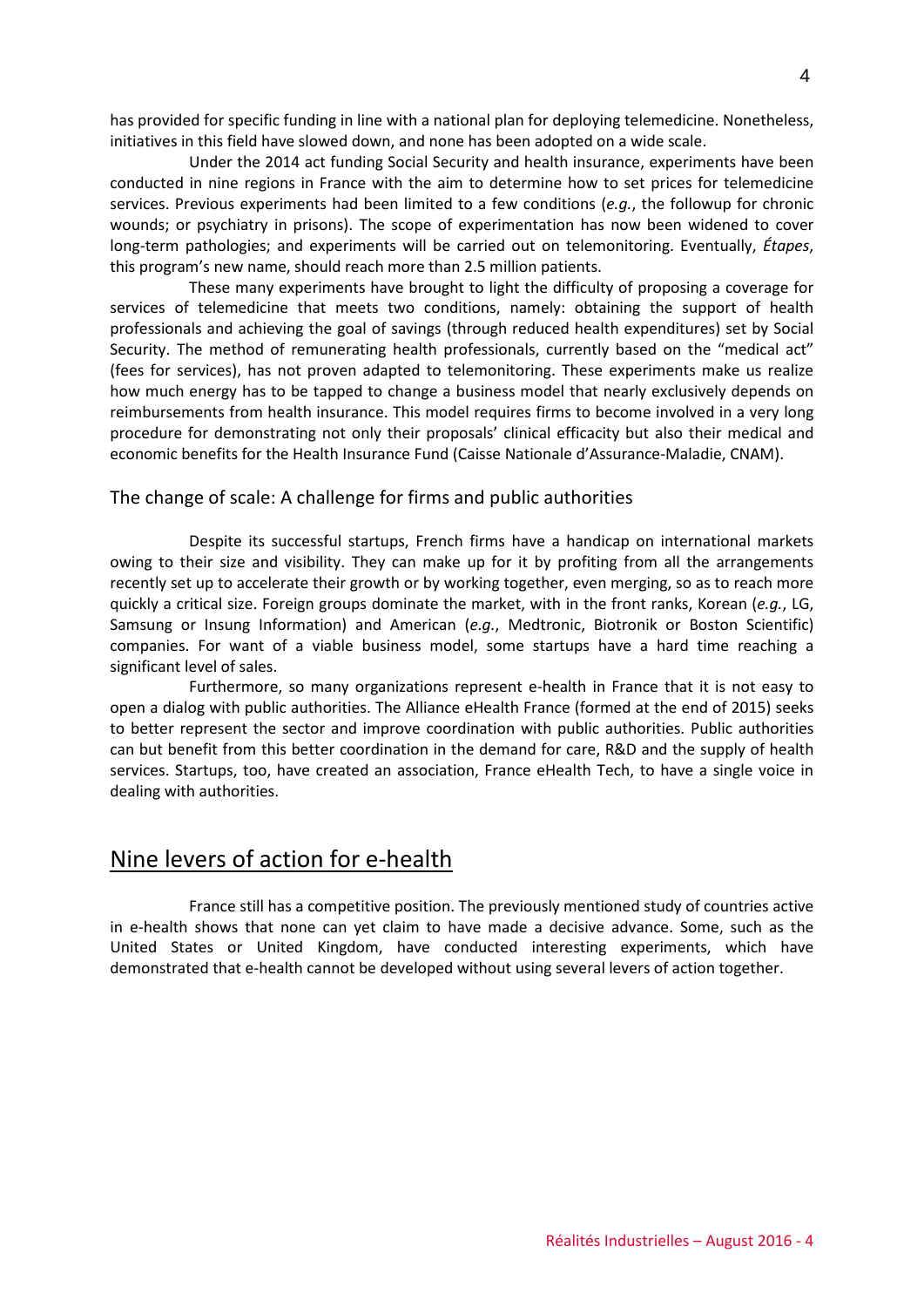has provided for specific funding in line with a national plan for deploying telemedicine. Nonetheless, initiatives in this field have slowed down, and none has been adopted on a wide scale.

Under the 2014 act funding Social Security and health insurance, experiments have been conducted in nine regions in France with the aim to determine how to set prices for telemedicine services. Previous experiments had been limited to a few conditions (*e.g.*, the followup for chronic wounds; or psychiatry in prisons). The scope of experimentation has now been widened to cover long-term pathologies; and experiments will be carried out on telemonitoring. Eventually, *Étapes*, this program's new name, should reach more than 2.5 million patients.

These many experiments have brought to light the difficulty of proposing a coverage for services of telemedicine that meets two conditions, namely: obtaining the support of health professionals and achieving the goal of savings (through reduced health expenditures) set by Social Security. The method of remunerating health professionals, currently based on the "medical act" (fees for services), has not proven adapted to telemonitoring. These experiments make us realize how much energy has to be tapped to change a business model that nearly exclusively depends on reimbursements from health insurance. This model requires firms to become involved in a very long procedure for demonstrating not only their proposals' clinical efficacity but also their medical and economic benefits for the Health Insurance Fund (Caisse Nationale d'Assurance-Maladie, CNAM).

### The change of scale: A challenge for firms and public authorities

Despite its successful startups, French firms have a handicap on international markets owing to their size and visibility. They can make up for it by profiting from all the arrangements recently set up to accelerate their growth or by working together, even merging, so as to reach more quickly a critical size. Foreign groups dominate the market, with in the front ranks, Korean (*e.g.*, LG, Samsung or Insung Information) and American (*e.g.*, Medtronic, Biotronik or Boston Scientific) companies. For want of a viable business model, some startups have a hard time reaching a significant level of sales.

Furthermore, so many organizations represent e-health in France that it is not easy to open a dialog with public authorities. The Alliance eHealth France (formed at the end of 2015) seeks to better represent the sector and improve coordination with public authorities. Public authorities can but benefit from this better coordination in the demand for care, R&D and the supply of health services. Startups, too, have created an association, France eHealth Tech, to have a single voice in dealing with authorities.

## Nine levers of action for e-health

France still has a competitive position. The previously mentioned study of countries active in e-health shows that none can yet claim to have made a decisive advance. Some, such as the United States or United Kingdom, have conducted interesting experiments, which have demonstrated that e-health cannot be developed without using several levers of action together.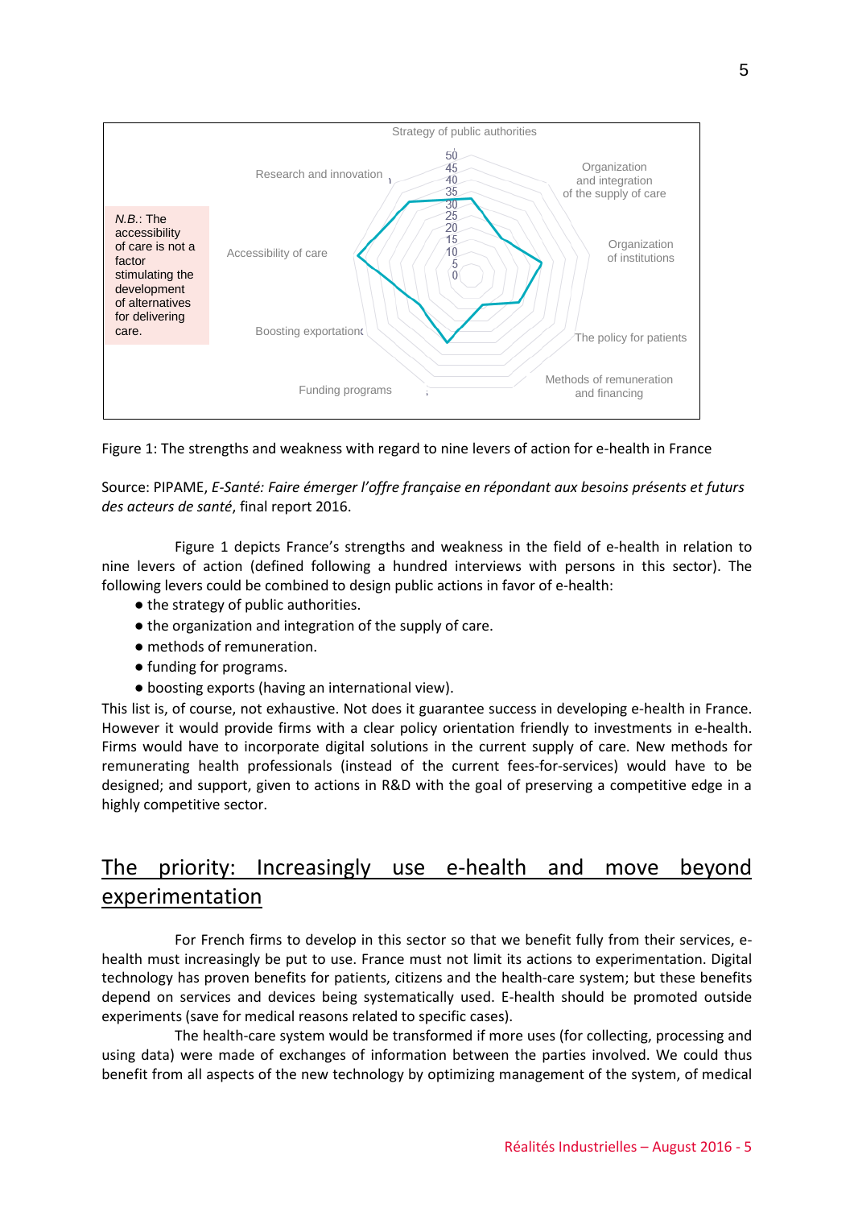N.B.: The accessibility of care is not a factor stimulating the development of alternatives for delivering care.

Figure 1: The strengths and weakness with regard to nine levers of action for e-health in France

Source: PIPAME, *E-Santé: Faire émerger l'offre française en répondant aux besoins présents et futurs des acteurs de santé*, final report 2016.

Figure 1 depicts France's strengths and weakness in the field of e-health in relation to nine levers of action (defined following a hundred interviews with persons in this sector). The following levers could be combined to design public actions in favor of e-health:

- the strategy of public authorities.
- the organization and integration of the supply of care.
- methods of remuneration.
- funding for programs.
- boosting exports (having an international view).

This list is, of course, not exhaustive. Not does it guarantee success in developing e-health in France. However it would provide firms with a clear policy orientation friendly to investments in e-health. Firms would have to incorporate digital solutions in the current supply of care. New methods for remunerating health professionals (instead of the current fees-for-services) would have to be designed; and support, given to actions in R&D with the goal of preserving a competitive edge in a highly competitive sector.

## The priority: Increasingly use e-health and move beyond experimentation

For French firms to develop in this sector so that we benefit fully from their services, e-health must increasingly be put to use. France must not limit its actions to experimentation. Digital technology has proven benefits for patients, citizens and the health-care system; but these benefits depend on services and devices being systematically used. E-health should be promoted outside experiments (save for medical reasons related to specific cases).

The health-care system would be transformed if more uses (for collecting, processing and using data) were made of exchanges of information between the parties involved. We could thus benefit from all aspects of the new technology by optimizing management of the system, of medical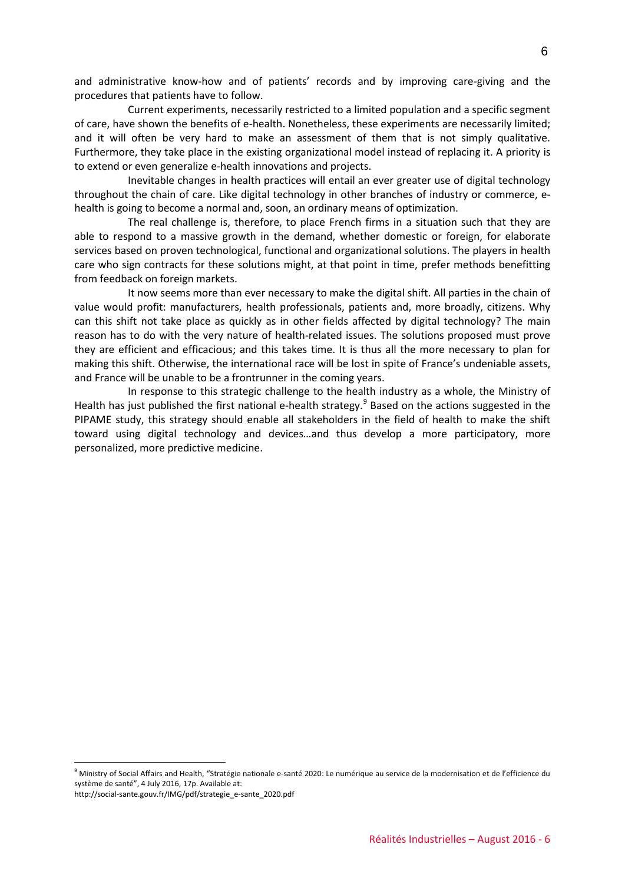and administrative know-how and of patients' records and by improving care-giving and the procedures that patients have to follow.

Current experiments, necessarily restricted to a limited population and a specific segment of care, have shown the benefits of e-health. Nonetheless, these experiments are necessarily limited; and it will often be very hard to make an assessment of them that is not simply qualitative. Furthermore, they take place in the existing organizational model instead of replacing it. A priority is to extend or even generalize e-health innovations and projects.

Inevitable changes in health practices will entail an ever greater use of digital technology throughout the chain of care. Like digital technology in other branches of industry or commerce, e-health is going to become a normal and, soon, an ordinary means of optimization.

The real challenge is, therefore, to place French firms in a situation such that they are able to respond to a massive growth in the demand, whether domestic or foreign, for elaborate services based on proven technological, functional and organizational solutions. The players in health care who sign contracts for these solutions might, at that point in time, prefer methods benefitting from feedback on foreign markets.

It now seems more than ever necessary to make the digital shift. All parties in the chain of value would profit: manufacturers, health professionals, patients and, more broadly, citizens. Why can this shift not take place as quickly as in other fields affected by digital technology? The main reason has to do with the very nature of health-related issues. The solutions proposed must prove they are efficient and efficacious; and this takes time. It is thus all the more necessary to plan for making this shift. Otherwise, the international race will be lost in spite of France's undeniable assets, and France will be unable to be a frontrunner in the coming years.

In response to this strategic challenge to the health industry as a whole, the Ministry of Health has just published the first national e-health strategy.[9] Based on the actions suggested in the PIPAME study, this strategy should enable all stakeholders in the field of health to make the shift toward using digital technology and devices…and thus develop a more participatory, more personalized, more predictive medicine.

---

[9] Ministry of Social Affairs and Health, "Stratégie nationale e-santé 2020: Le numérique au service de la modernisation et de l'efficience du système de santé", 4 July 2016, 17p. Available at:
http://social-sante.gouv.fr/IMG/pdf/strategie_e-sante_2020.pdf